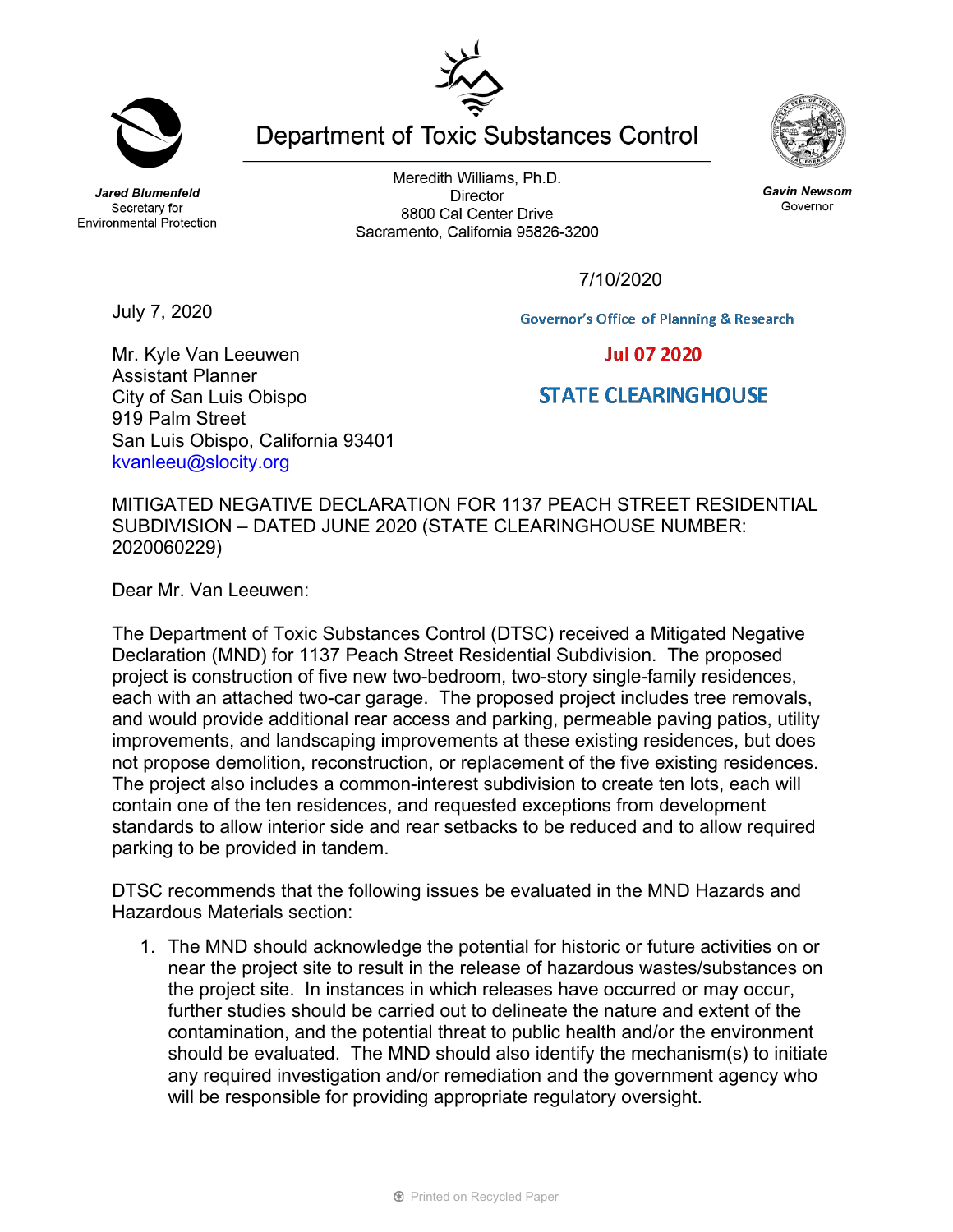# Department of Toxic Substances Control

**Jared Blumenfeld**
Secretary for Environmental Protection

Meredith Williams, Ph.D.
Director
8800 Cal Center Drive
Sacramento, California 95826-3200

**Gavin Newsom**
Governor

7/10/2020

Governor's Office of Planning & Research

Jul 07 2020

STATE CLEARINGHOUSE

July 7, 2020

Mr. Kyle Van Leeuwen
Assistant Planner
City of San Luis Obispo
919 Palm Street
San Luis Obispo, California 93401
kvanleeu@slocity.org

MITIGATED NEGATIVE DECLARATION FOR 1137 PEACH STREET RESIDENTIAL SUBDIVISION – DATED JUNE 2020 (STATE CLEARINGHOUSE NUMBER: 2020060229)

Dear Mr. Van Leeuwen:

The Department of Toxic Substances Control (DTSC) received a Mitigated Negative Declaration (MND) for 1137 Peach Street Residential Subdivision. The proposed project is construction of five new two-bedroom, two-story single-family residences, each with an attached two-car garage. The proposed project includes tree removals, and would provide additional rear access and parking, permeable paving patios, utility improvements, and landscaping improvements at these existing residences, but does not propose demolition, reconstruction, or replacement of the five existing residences. The project also includes a common-interest subdivision to create ten lots, each will contain one of the ten residences, and requested exceptions from development standards to allow interior side and rear setbacks to be reduced and to allow required parking to be provided in tandem.

DTSC recommends that the following issues be evaluated in the MND Hazards and Hazardous Materials section:

1. The MND should acknowledge the potential for historic or future activities on or near the project site to result in the release of hazardous wastes/substances on the project site. In instances in which releases have occurred or may occur, further studies should be carried out to delineate the nature and extent of the contamination, and the potential threat to public health and/or the environment should be evaluated. The MND should also identify the mechanism(s) to initiate any required investigation and/or remediation and the government agency who will be responsible for providing appropriate regulatory oversight.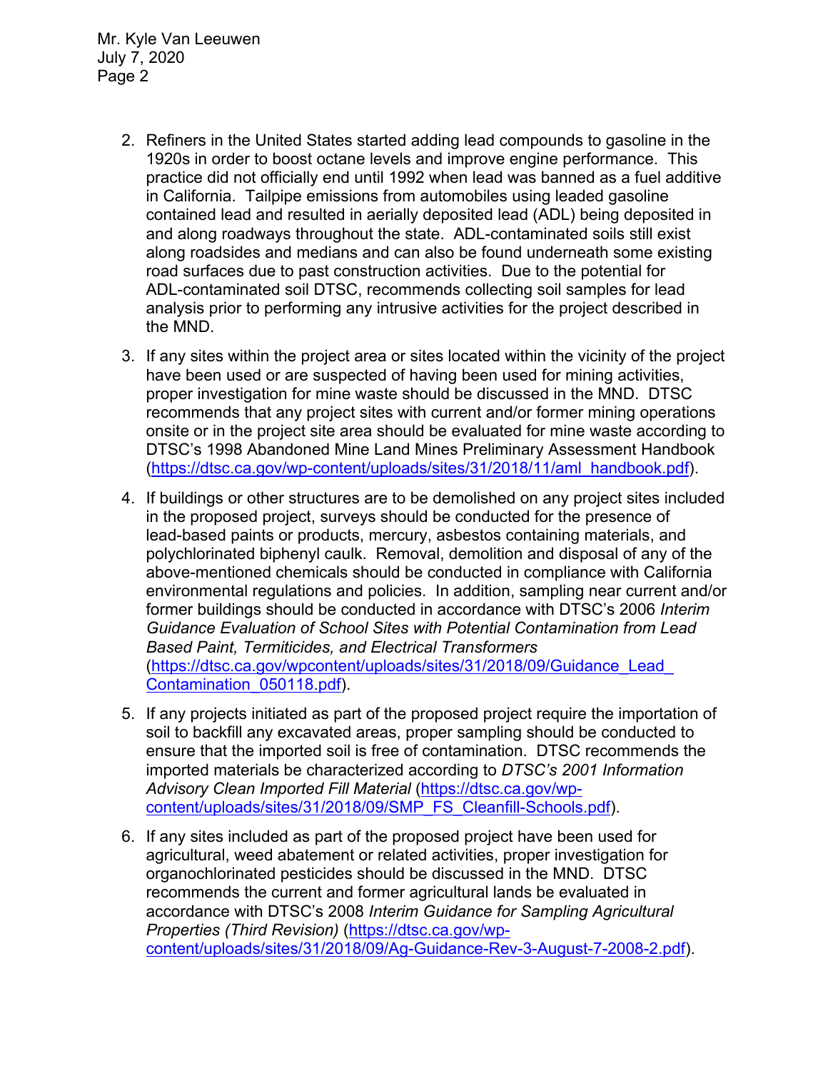2. Refiners in the United States started adding lead compounds to gasoline in the 1920s in order to boost octane levels and improve engine performance. This practice did not officially end until 1992 when lead was banned as a fuel additive in California. Tailpipe emissions from automobiles using leaded gasoline contained lead and resulted in aerially deposited lead (ADL) being deposited in and along roadways throughout the state. ADL-contaminated soils still exist along roadsides and medians and can also be found underneath some existing road surfaces due to past construction activities. Due to the potential for ADL-contaminated soil DTSC, recommends collecting soil samples for lead analysis prior to performing any intrusive activities for the project described in the MND.

3. If any sites within the project area or sites located within the vicinity of the project have been used or are suspected of having been used for mining activities, proper investigation for mine waste should be discussed in the MND. DTSC recommends that any project sites with current and/or former mining operations onsite or in the project site area should be evaluated for mine waste according to DTSC's 1998 Abandoned Mine Land Mines Preliminary Assessment Handbook (https://dtsc.ca.gov/wp-content/uploads/sites/31/2018/11/aml_handbook.pdf).

4. If buildings or other structures are to be demolished on any project sites included in the proposed project, surveys should be conducted for the presence of lead-based paints or products, mercury, asbestos containing materials, and polychlorinated biphenyl caulk. Removal, demolition and disposal of any of the above-mentioned chemicals should be conducted in compliance with California environmental regulations and policies. In addition, sampling near current and/or former buildings should be conducted in accordance with DTSC's 2006 *Interim Guidance Evaluation of School Sites with Potential Contamination from Lead Based Paint, Termiticides, and Electrical Transformers* (https://dtsc.ca.gov/wpcontent/uploads/sites/31/2018/09/Guidance_Lead_Contamination_050118.pdf).

5. If any projects initiated as part of the proposed project require the importation of soil to backfill any excavated areas, proper sampling should be conducted to ensure that the imported soil is free of contamination. DTSC recommends the imported materials be characterized according to *DTSC's 2001 Information Advisory Clean Imported Fill Material* (https://dtsc.ca.gov/wp-content/uploads/sites/31/2018/09/SMP_FS_Cleanfill-Schools.pdf).

6. If any sites included as part of the proposed project have been used for agricultural, weed abatement or related activities, proper investigation for organochlorinated pesticides should be discussed in the MND. DTSC recommends the current and former agricultural lands be evaluated in accordance with DTSC's 2008 *Interim Guidance for Sampling Agricultural Properties (Third Revision)* (https://dtsc.ca.gov/wp-content/uploads/sites/31/2018/09/Ag-Guidance-Rev-3-August-7-2008-2.pdf).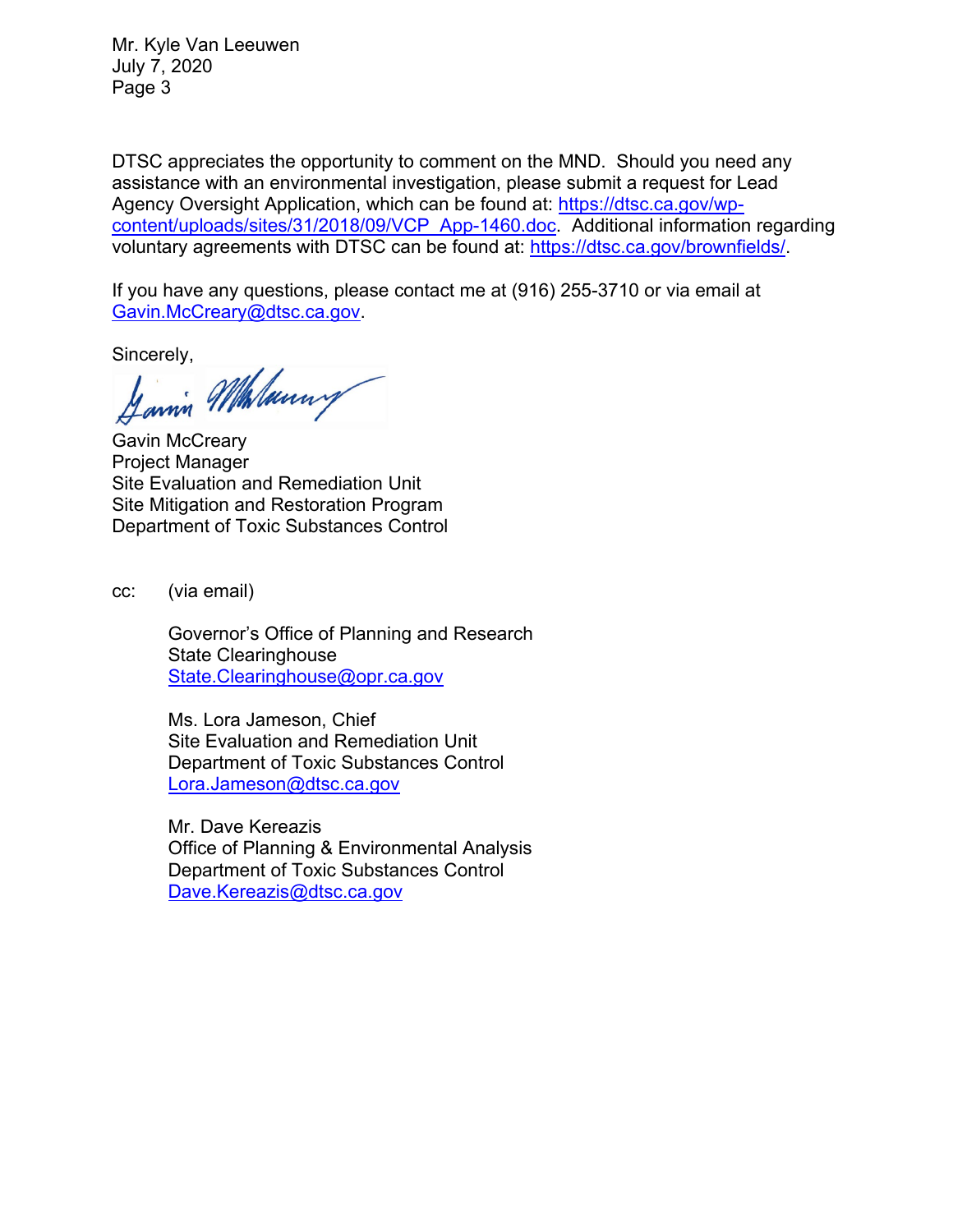DTSC appreciates the opportunity to comment on the MND. Should you need any assistance with an environmental investigation, please submit a request for Lead Agency Oversight Application, which can be found at: https://dtsc.ca.gov/wp-content/uploads/sites/31/2018/09/VCP_App-1460.doc. Additional information regarding voluntary agreements with DTSC can be found at: https://dtsc.ca.gov/brownfields/.

If you have any questions, please contact me at (916) 255-3710 or via email at Gavin.McCreary@dtsc.ca.gov.

Sincerely,

Gavin McCreary
Project Manager
Site Evaluation and Remediation Unit
Site Mitigation and Restoration Program
Department of Toxic Substances Control

cc: (via email)

Governor's Office of Planning and Research
State Clearinghouse
State.Clearinghouse@opr.ca.gov

Ms. Lora Jameson, Chief
Site Evaluation and Remediation Unit
Department of Toxic Substances Control
Lora.Jameson@dtsc.ca.gov

Mr. Dave Kereazis
Office of Planning & Environmental Analysis
Department of Toxic Substances Control
Dave.Kereazis@dtsc.ca.gov